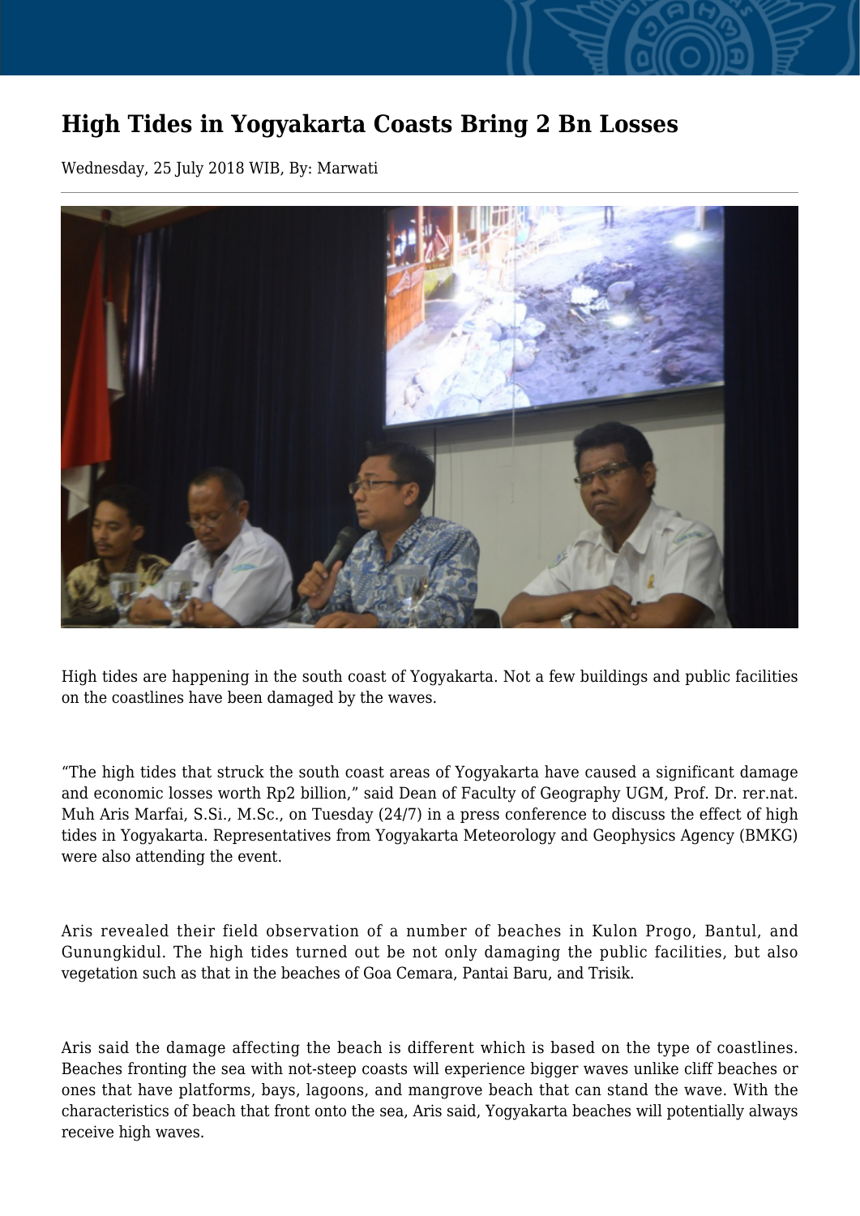# High Tides in Yogyakarta Coasts Bring 2 Bn Losses

Wednesday, 25 July 2018 WIB, By: Marwati

High tides are happening in the south coast of Yogyakarta. Not a few buildings and public facilities on the coastlines have been damaged by the waves.

“The high tides that struck the south coast areas of Yogyakarta have caused a significant damage and economic losses worth Rp2 billion,” said Dean of Faculty of Geography UGM, Prof. Dr. rer.nat. Muh Aris Marfai, S.Si., M.Sc., on Tuesday (24/7) in a press conference to discuss the effect of high tides in Yogyakarta. Representatives from Yogyakarta Meteorology and Geophysics Agency (BMKG) were also attending the event.

Aris revealed their field observation of a number of beaches in Kulon Progo, Bantul, and Gunungkidul. The high tides turned out be not only damaging the public facilities, but also vegetation such as that in the beaches of Goa Cemara, Pantai Baru, and Trisik.

Aris said the damage affecting the beach is different which is based on the type of coastlines. Beaches fronting the sea with not-steep coasts will experience bigger waves unlike cliff beaches or ones that have platforms, bays, lagoons, and mangrove beach that can stand the wave. With the characteristics of beach that front onto the sea, Aris said, Yogyakarta beaches will potentially always receive high waves.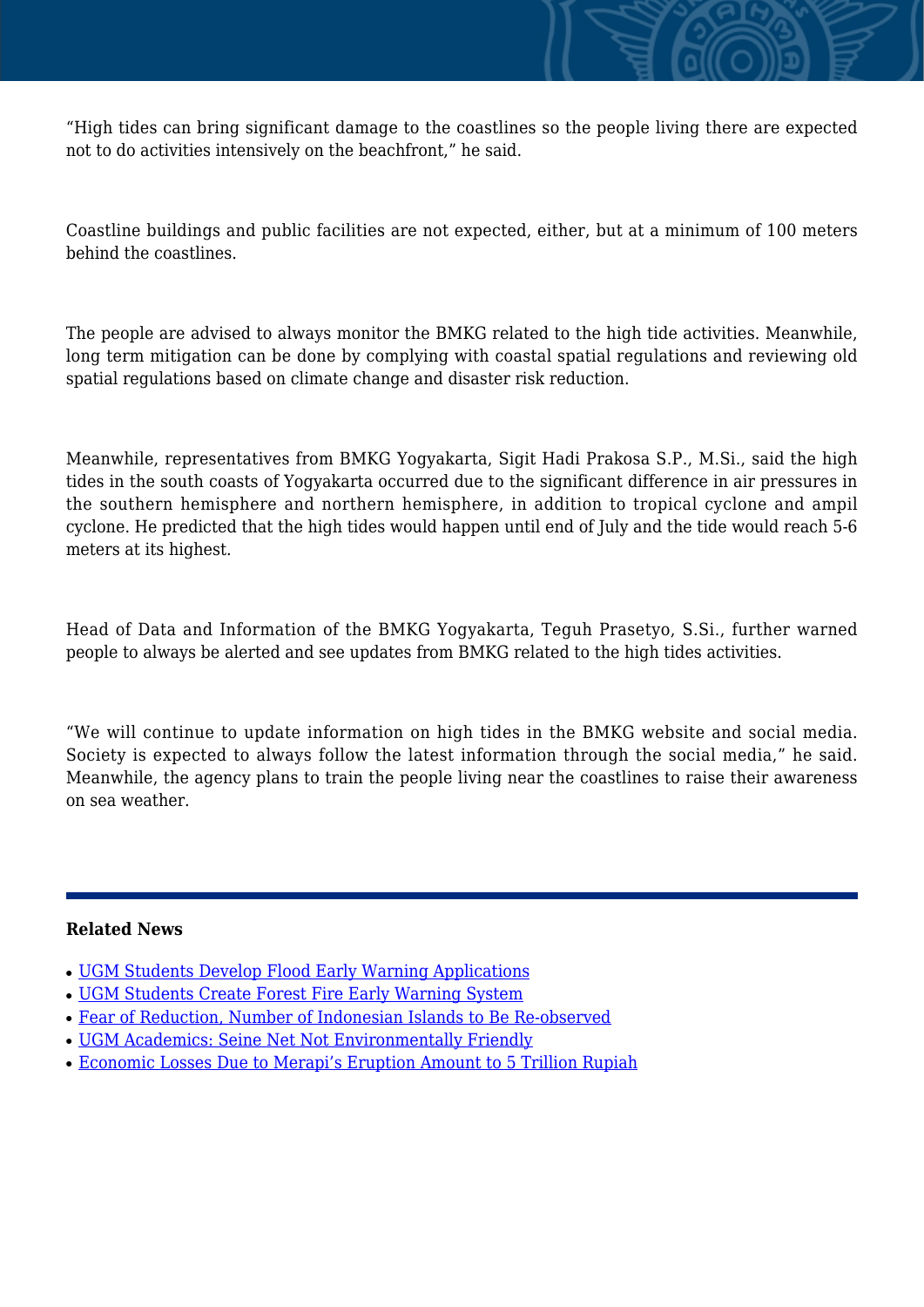“High tides can bring significant damage to the coastlines so the people living there are expected not to do activities intensively on the beachfront,” he said.

Coastline buildings and public facilities are not expected, either, but at a minimum of 100 meters behind the coastlines.

The people are advised to always monitor the BMKG related to the high tide activities. Meanwhile, long term mitigation can be done by complying with coastal spatial regulations and reviewing old spatial regulations based on climate change and disaster risk reduction.

Meanwhile, representatives from BMKG Yogyakarta, Sigit Hadi Prakosa S.P., M.Si., said the high tides in the south coasts of Yogyakarta occurred due to the significant difference in air pressures in the southern hemisphere and northern hemisphere, in addition to tropical cyclone and ampil cyclone. He predicted that the high tides would happen until end of July and the tide would reach 5-6 meters at its highest.

Head of Data and Information of the BMKG Yogyakarta, Teguh Prasetyo, S.Si., further warned people to always be alerted and see updates from BMKG related to the high tides activities.

“We will continue to update information on high tides in the BMKG website and social media. Society is expected to always follow the latest information through the social media,” he said. Meanwhile, the agency plans to train the people living near the coastlines to raise their awareness on sea weather.

**Related News**

- UGM Students Develop Flood Early Warning Applications
- UGM Students Create Forest Fire Early Warning System
- Fear of Reduction, Number of Indonesian Islands to Be Re-observed
- UGM Academics: Seine Net Not Environmentally Friendly
- Economic Losses Due to Merapi’s Eruption Amount to 5 Trillion Rupiah